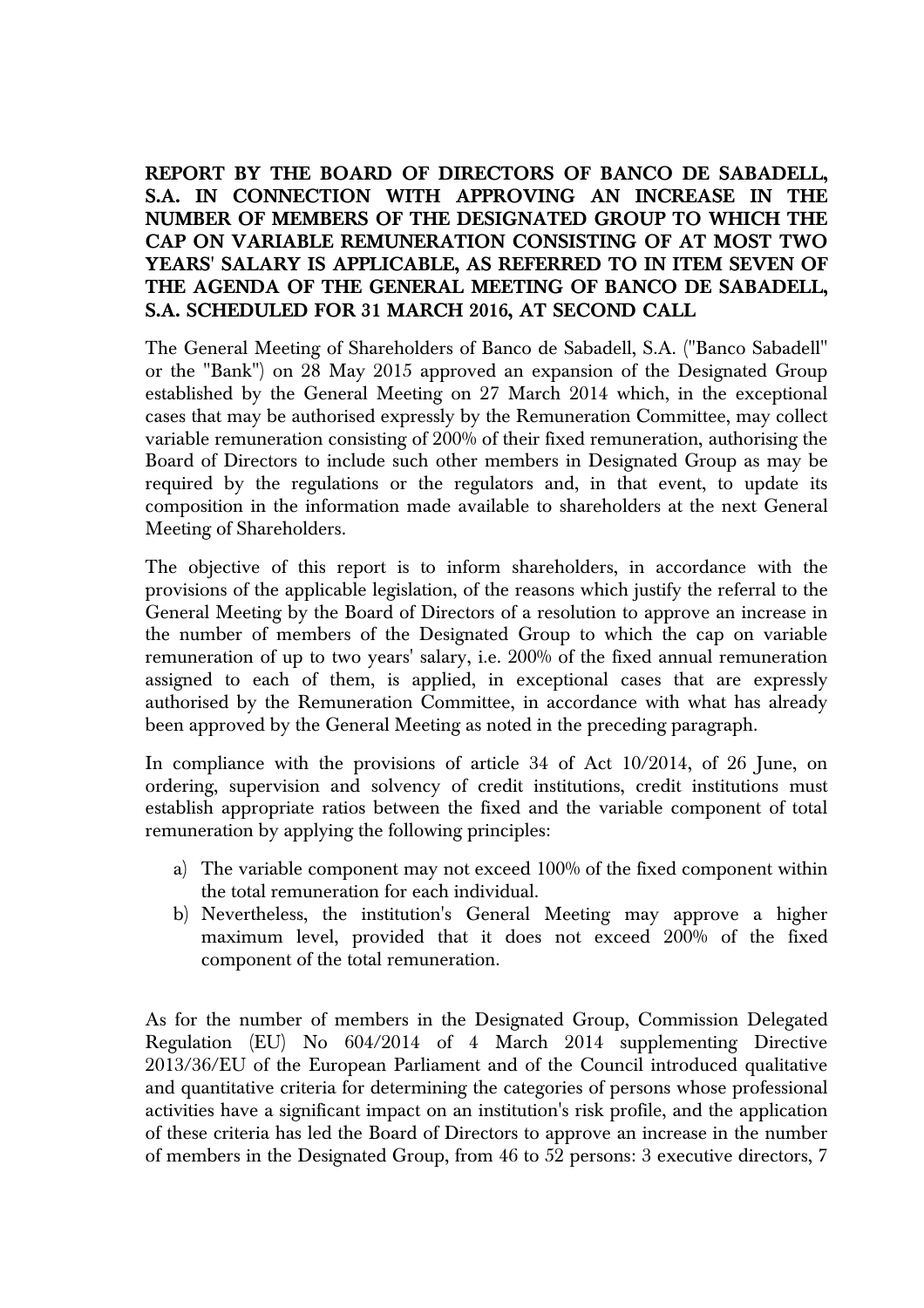**REPORT BY THE BOARD OF DIRECTORS OF BANCO DE SABADELL, S.A. IN CONNECTION WITH APPROVING AN INCREASE IN THE NUMBER OF MEMBERS OF THE DESIGNATED GROUP TO WHICH THE CAP ON VARIABLE REMUNERATION CONSISTING OF AT MOST TWO YEARS' SALARY IS APPLICABLE, AS REFERRED TO IN ITEM SEVEN OF THE AGENDA OF THE GENERAL MEETING OF BANCO DE SABADELL, S.A. SCHEDULED FOR 31 MARCH 2016, AT SECOND CALL**

The General Meeting of Shareholders of Banco de Sabadell, S.A. ("Banco Sabadell" or the "Bank") on 28 May 2015 approved an expansion of the Designated Group established by the General Meeting on 27 March 2014 which, in the exceptional cases that may be authorised expressly by the Remuneration Committee, may collect variable remuneration consisting of 200% of their fixed remuneration, authorising the Board of Directors to include such other members in Designated Group as may be required by the regulations or the regulators and, in that event, to update its composition in the information made available to shareholders at the next General Meeting of Shareholders.

The objective of this report is to inform shareholders, in accordance with the provisions of the applicable legislation, of the reasons which justify the referral to the General Meeting by the Board of Directors of a resolution to approve an increase in the number of members of the Designated Group to which the cap on variable remuneration of up to two years' salary, i.e. 200% of the fixed annual remuneration assigned to each of them, is applied, in exceptional cases that are expressly authorised by the Remuneration Committee, in accordance with what has already been approved by the General Meeting as noted in the preceding paragraph.

In compliance with the provisions of article 34 of Act 10/2014, of 26 June, on ordering, supervision and solvency of credit institutions, credit institutions must establish appropriate ratios between the fixed and the variable component of total remuneration by applying the following principles:

a) The variable component may not exceed 100% of the fixed component within the total remuneration for each individual.
b) Nevertheless, the institution's General Meeting may approve a higher maximum level, provided that it does not exceed 200% of the fixed component of the total remuneration.

As for the number of members in the Designated Group, Commission Delegated Regulation (EU) No 604/2014 of 4 March 2014 supplementing Directive 2013/36/EU of the European Parliament and of the Council introduced qualitative and quantitative criteria for determining the categories of persons whose professional activities have a significant impact on an institution's risk profile, and the application of these criteria has led the Board of Directors to approve an increase in the number of members in the Designated Group, from 46 to 52 persons: 3 executive directors, 7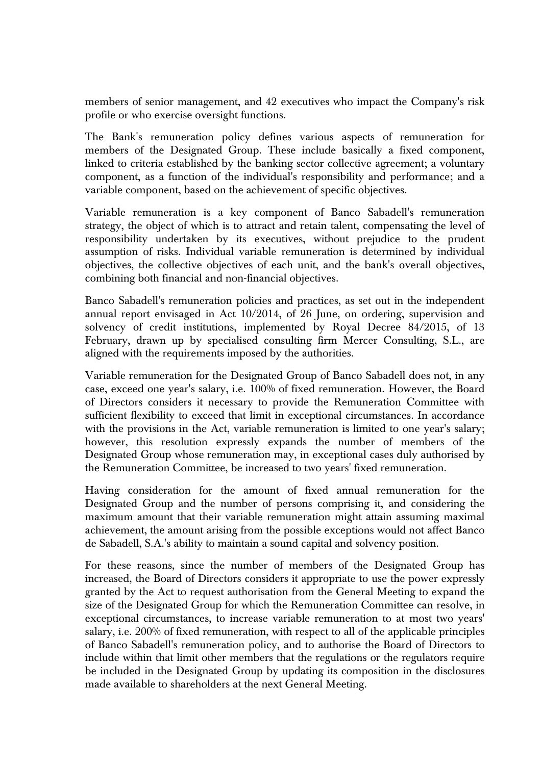members of senior management, and 42 executives who impact the Company's risk profile or who exercise oversight functions.

The Bank's remuneration policy defines various aspects of remuneration for members of the Designated Group. These include basically a fixed component, linked to criteria established by the banking sector collective agreement; a voluntary component, as a function of the individual's responsibility and performance; and a variable component, based on the achievement of specific objectives.

Variable remuneration is a key component of Banco Sabadell's remuneration strategy, the object of which is to attract and retain talent, compensating the level of responsibility undertaken by its executives, without prejudice to the prudent assumption of risks. Individual variable remuneration is determined by individual objectives, the collective objectives of each unit, and the bank's overall objectives, combining both financial and non-financial objectives.

Banco Sabadell's remuneration policies and practices, as set out in the independent annual report envisaged in Act 10/2014, of 26 June, on ordering, supervision and solvency of credit institutions, implemented by Royal Decree 84/2015, of 13 February, drawn up by specialised consulting firm Mercer Consulting, S.L., are aligned with the requirements imposed by the authorities.

Variable remuneration for the Designated Group of Banco Sabadell does not, in any case, exceed one year's salary, i.e. 100% of fixed remuneration. However, the Board of Directors considers it necessary to provide the Remuneration Committee with sufficient flexibility to exceed that limit in exceptional circumstances. In accordance with the provisions in the Act, variable remuneration is limited to one year's salary; however, this resolution expressly expands the number of members of the Designated Group whose remuneration may, in exceptional cases duly authorised by the Remuneration Committee, be increased to two years' fixed remuneration.

Having consideration for the amount of fixed annual remuneration for the Designated Group and the number of persons comprising it, and considering the maximum amount that their variable remuneration might attain assuming maximal achievement, the amount arising from the possible exceptions would not affect Banco de Sabadell, S.A.'s ability to maintain a sound capital and solvency position.

For these reasons, since the number of members of the Designated Group has increased, the Board of Directors considers it appropriate to use the power expressly granted by the Act to request authorisation from the General Meeting to expand the size of the Designated Group for which the Remuneration Committee can resolve, in exceptional circumstances, to increase variable remuneration to at most two years' salary, i.e. 200% of fixed remuneration, with respect to all of the applicable principles of Banco Sabadell's remuneration policy, and to authorise the Board of Directors to include within that limit other members that the regulations or the regulators require be included in the Designated Group by updating its composition in the disclosures made available to shareholders at the next General Meeting.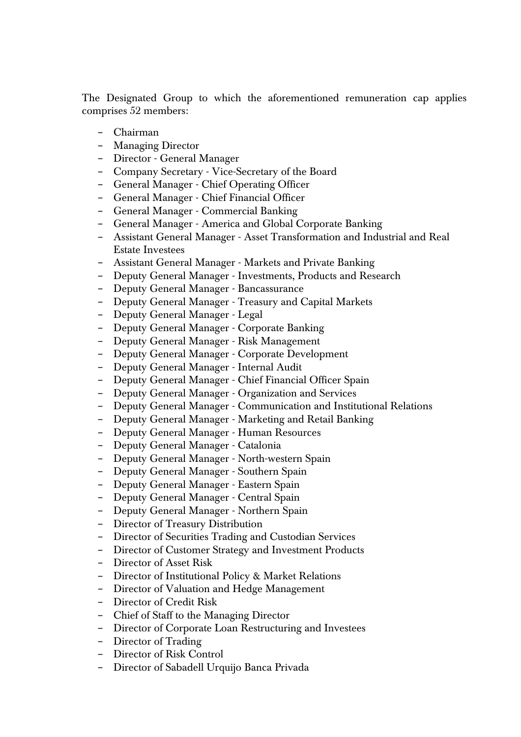The Designated Group to which the aforementioned remuneration cap applies comprises 52 members:

- Chairman
- Managing Director
- Director - General Manager
- Company Secretary - Vice-Secretary of the Board
- General Manager - Chief Operating Officer
- General Manager - Chief Financial Officer
- General Manager - Commercial Banking
- General Manager - America and Global Corporate Banking
- Assistant General Manager - Asset Transformation and Industrial and Real Estate Investees
- Assistant General Manager - Markets and Private Banking
- Deputy General Manager - Investments, Products and Research
- Deputy General Manager - Bancassurance
- Deputy General Manager - Treasury and Capital Markets
- Deputy General Manager - Legal
- Deputy General Manager - Corporate Banking
- Deputy General Manager - Risk Management
- Deputy General Manager - Corporate Development
- Deputy General Manager - Internal Audit
- Deputy General Manager - Chief Financial Officer Spain
- Deputy General Manager - Organization and Services
- Deputy General Manager - Communication and Institutional Relations
- Deputy General Manager - Marketing and Retail Banking
- Deputy General Manager - Human Resources
- Deputy General Manager - Catalonia
- Deputy General Manager - North-western Spain
- Deputy General Manager - Southern Spain
- Deputy General Manager - Eastern Spain
- Deputy General Manager - Central Spain
- Deputy General Manager - Northern Spain
- Director of Treasury Distribution
- Director of Securities Trading and Custodian Services
- Director of Customer Strategy and Investment Products
- Director of Asset Risk
- Director of Institutional Policy & Market Relations
- Director of Valuation and Hedge Management
- Director of Credit Risk
- Chief of Staff to the Managing Director
- Director of Corporate Loan Restructuring and Investees
- Director of Trading
- Director of Risk Control
- Director of Sabadell Urquijo Banca Privada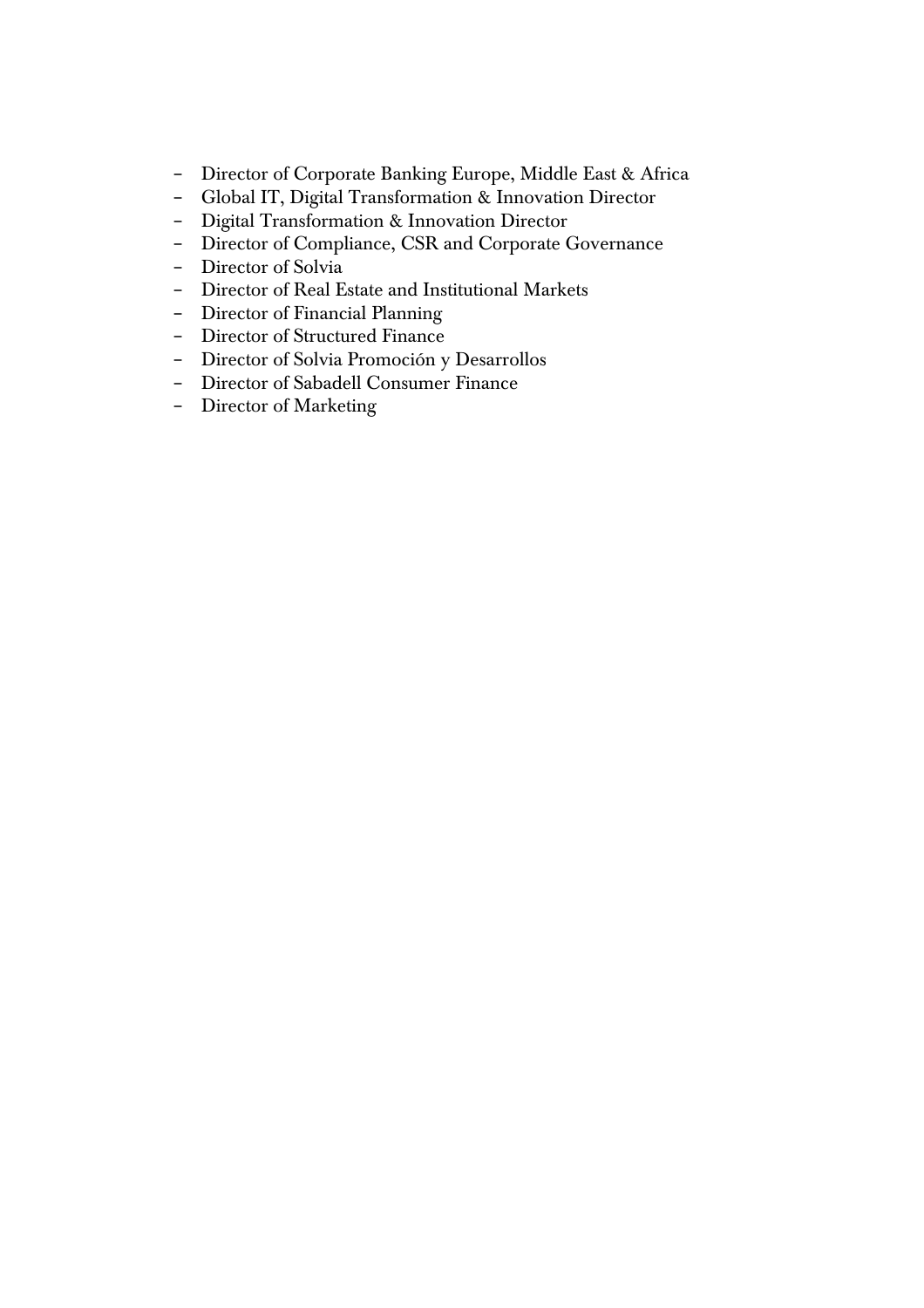- Director of Corporate Banking Europe, Middle East & Africa
- Global IT, Digital Transformation & Innovation Director
- Digital Transformation & Innovation Director
- Director of Compliance, CSR and Corporate Governance
- Director of Solvia
- Director of Real Estate and Institutional Markets
- Director of Financial Planning
- Director of Structured Finance
- Director of Solvia Promoción y Desarrollos
- Director of Sabadell Consumer Finance
- Director of Marketing